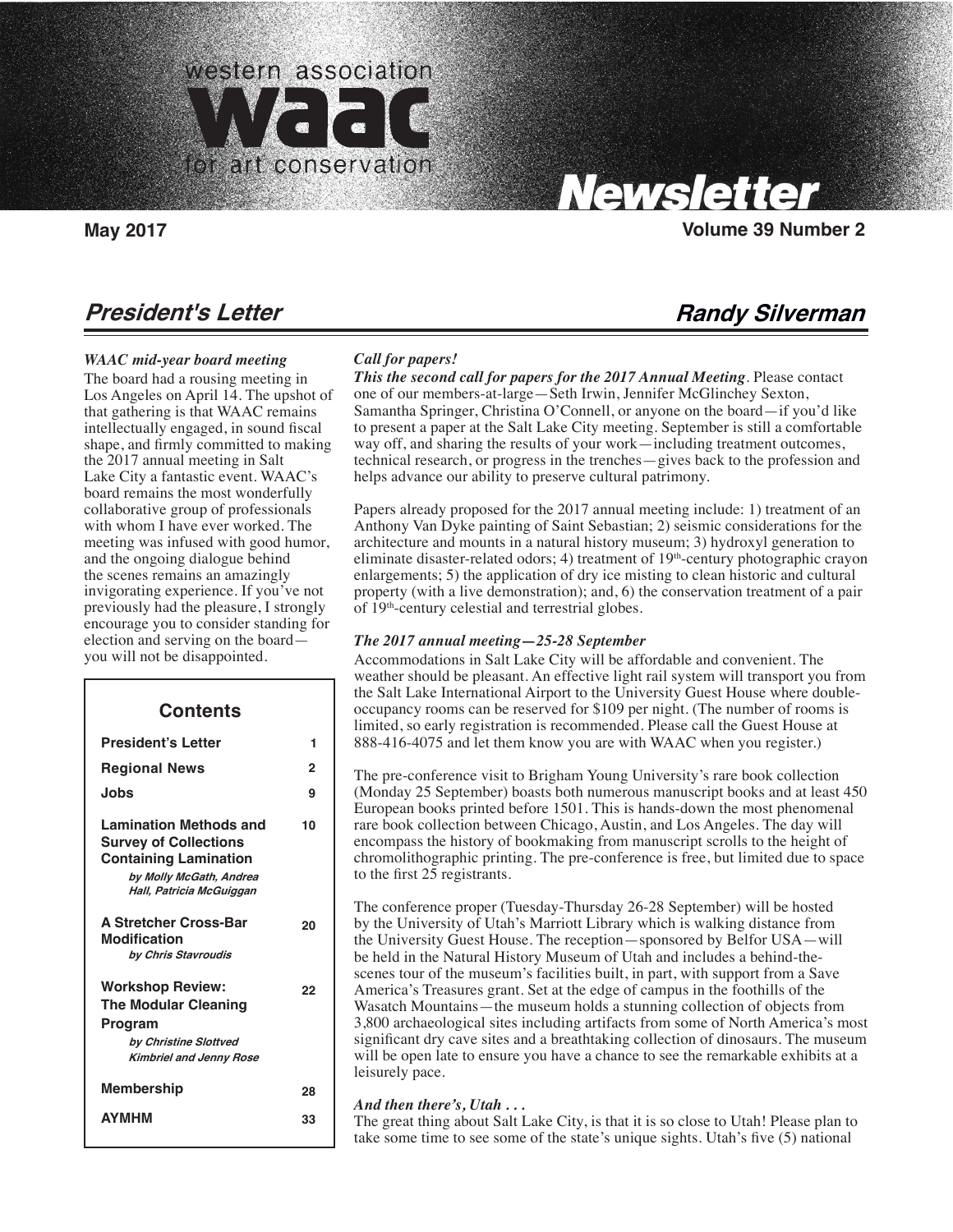# western association waac for art conservation

# Newsletter

**May 2017** **Volume 39 Number 2**

## President's Letter

**Randy Silverman**

### *WAAC mid-year board meeting*

The board had a rousing meeting in Los Angeles on April 14. The upshot of that gathering is that WAAC remains intellectually engaged, in sound fiscal shape, and firmly committed to making the 2017 annual meeting in Salt Lake City a fantastic event. WAAC's board remains the most wonderfully collaborative group of professionals with whom I have ever worked. The meeting was infused with good humor, and the ongoing dialogue behind the scenes remains an amazingly invigorating experience. If you've not previously had the pleasure, I strongly encourage you to consider standing for election and serving on the board—you will not be disappointed.

| Contents | |
|---|---|
| **President's Letter** | 1 |
| **Regional News** | 2 |
| **Jobs** | 9 |
| **Lamination Methods and Survey of Collections Containing Lamination** *by Molly McGath, Andrea Hall, Patricia McGuiggan* | 10 |
| **A Stretcher Cross-Bar Modification** *by Chris Stavroudis* | 20 |
| **Workshop Review: The Modular Cleaning Program** *by Christine Slottved Kimbriel and Jenny Rose* | 22 |
| **Membership** | 28 |
| **AYMHM** | 33 |

### *Call for papers!*

***This the second call for papers for the 2017 Annual Meeting***. Please contact one of our members-at-large—Seth Irwin, Jennifer McGlinchey Sexton, Samantha Springer, Christina O'Connell, or anyone on the board—if you'd like to present a paper at the Salt Lake City meeting. September is still a comfortable way off, and sharing the results of your work—including treatment outcomes, technical research, or progress in the trenches—gives back to the profession and helps advance our ability to preserve cultural patrimony.

Papers already proposed for the 2017 annual meeting include: 1) treatment of an Anthony Van Dyke painting of Saint Sebastian; 2) seismic considerations for the architecture and mounts in a natural history museum; 3) hydroxyl generation to eliminate disaster-related odors; 4) treatment of 19th-century photographic crayon enlargements; 5) the application of dry ice misting to clean historic and cultural property (with a live demonstration); and, 6) the conservation treatment of a pair of 19th-century celestial and terrestrial globes.

### *The 2017 annual meeting—25-28 September*

Accommodations in Salt Lake City will be affordable and convenient. The weather should be pleasant. An effective light rail system will transport you from the Salt Lake International Airport to the University Guest House where double-occupancy rooms can be reserved for $109 per night. (The number of rooms is limited, so early registration is recommended. Please call the Guest House at 888-416-4075 and let them know you are with WAAC when you register.)

The pre-conference visit to Brigham Young University's rare book collection (Monday 25 September) boasts both numerous manuscript books and at least 450 European books printed before 1501. This is hands-down the most phenomenal rare book collection between Chicago, Austin, and Los Angeles. The day will encompass the history of bookmaking from manuscript scrolls to the height of chromolithographic printing. The pre-conference is free, but limited due to space to the first 25 registrants.

The conference proper (Tuesday-Thursday 26-28 September) will be hosted by the University of Utah's Marriott Library which is walking distance from the University Guest House. The reception—sponsored by Belfor USA—will be held in the Natural History Museum of Utah and includes a behind-the-scenes tour of the museum's facilities built, in part, with support from a Save America's Treasures grant. Set at the edge of campus in the foothills of the Wasatch Mountains—the museum holds a stunning collection of objects from 3,800 archaeological sites including artifacts from some of North America's most significant dry cave sites and a breathtaking collection of dinosaurs. The museum will be open late to ensure you have a chance to see the remarkable exhibits at a leisurely pace.

### *And then there's, Utah . . .*

The great thing about Salt Lake City, is that it is so close to Utah! Please plan to take some time to see some of the state's unique sights. Utah's five (5) national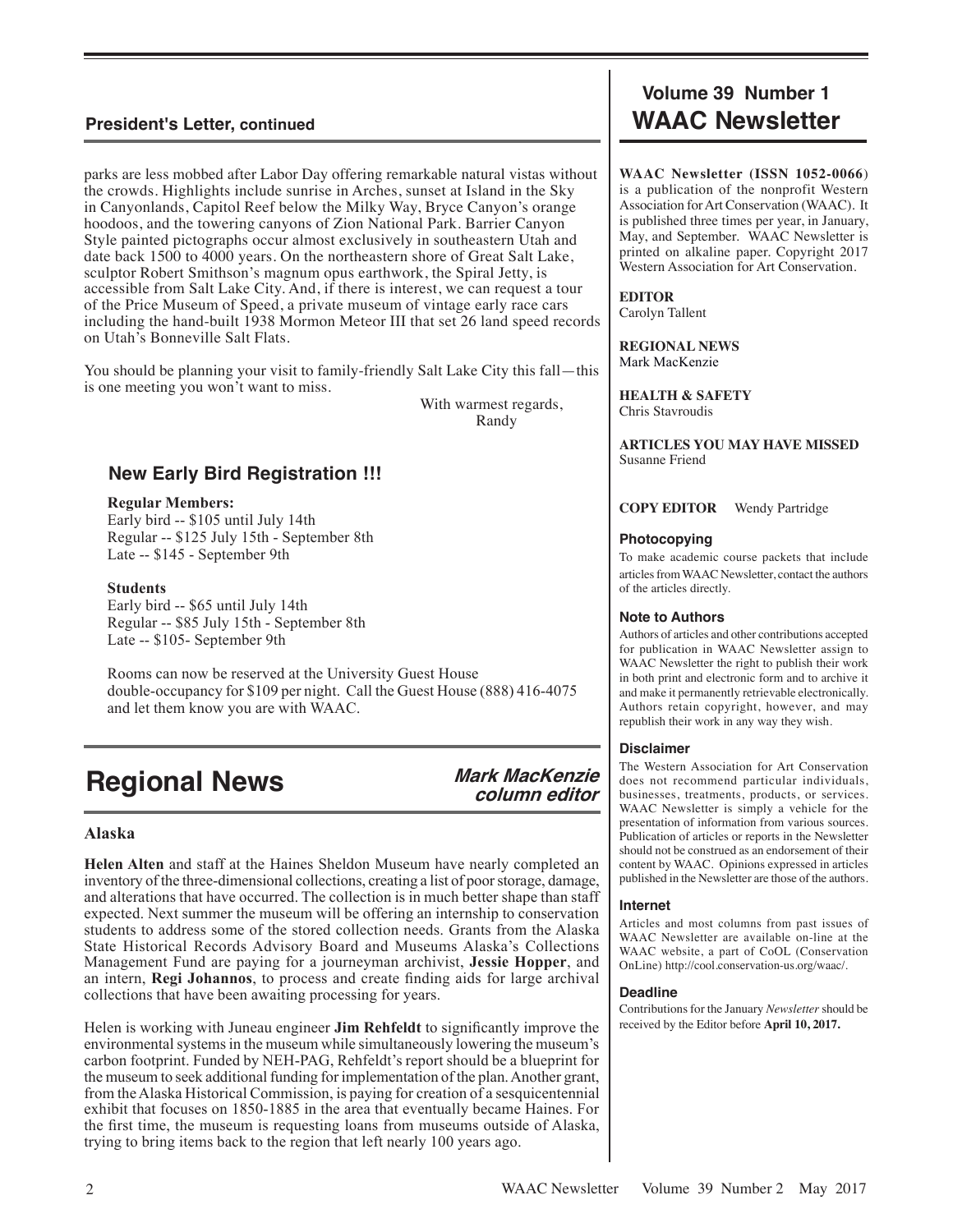### President's Letter, continued

parks are less mobbed after Labor Day offering remarkable natural vistas without the crowds. Highlights include sunrise in Arches, sunset at Island in the Sky in Canyonlands, Capitol Reef below the Milky Way, Bryce Canyon's orange hoodoos, and the towering canyons of Zion National Park. Barrier Canyon Style painted pictographs occur almost exclusively in southeastern Utah and date back 1500 to 4000 years. On the northeastern shore of Great Salt Lake, sculptor Robert Smithson's magnum opus earthwork, the Spiral Jetty, is accessible from Salt Lake City. And, if there is interest, we can request a tour of the Price Museum of Speed, a private museum of vintage early race cars including the hand-built 1938 Mormon Meteor III that set 26 land speed records on Utah's Bonneville Salt Flats.

You should be planning your visit to family-friendly Salt Lake City this fall—this is one meeting you won't want to miss.

With warmest regards,
Randy

### New Early Bird Registration !!!

**Regular Members:**
Early bird -- $105 until July 14th
Regular -- $125 July 15th - September 8th
Late -- $145 - September 9th

**Students**
Early bird -- $65 until July 14th
Regular -- $85 July 15th - September 8th
Late -- $105- September 9th

Rooms can now be reserved at the University Guest House double-occupancy for $109 per night. Call the Guest House (888) 416-4075 and let them know you are with WAAC.

## Regional News

***Mark MacKenzie column editor***

### Alaska

**Helen Alten** and staff at the Haines Sheldon Museum have nearly completed an inventory of the three-dimensional collections, creating a list of poor storage, damage, and alterations that have occurred. The collection is in much better shape than staff expected. Next summer the museum will be offering an internship to conservation students to address some of the stored collection needs. Grants from the Alaska State Historical Records Advisory Board and Museums Alaska's Collections Management Fund are paying for a journeyman archivist, **Jessie Hopper**, and an intern, **Regi Johannos**, to process and create finding aids for large archival collections that have been awaiting processing for years.

Helen is working with Juneau engineer **Jim Rehfeldt** to significantly improve the environmental systems in the museum while simultaneously lowering the museum's carbon footprint. Funded by NEH-PAG, Rehfeldt's report should be a blueprint for the museum to seek additional funding for implementation of the plan. Another grant, from the Alaska Historical Commission, is paying for creation of a sesquicentennial exhibit that focuses on 1850-1885 in the area that eventually became Haines. For the first time, the museum is requesting loans from museums outside of Alaska, trying to bring items back to the region that left nearly 100 years ago.

## Volume 39 Number 1
## WAAC Newsletter

**WAAC Newsletter (ISSN 1052-0066)** is a publication of the nonprofit Western Association for Art Conservation (WAAC). It is published three times per year, in January, May, and September. WAAC Newsletter is printed on alkaline paper. Copyright 2017 Western Association for Art Conservation.

**EDITOR**
Carolyn Tallent

**REGIONAL NEWS**
Mark MacKenzie

**HEALTH & SAFETY**
Chris Stavroudis

**ARTICLES YOU MAY HAVE MISSED**
Susanne Friend

**COPY EDITOR** Wendy Partridge

#### Photocopying

To make academic course packets that include articles from WAAC Newsletter, contact the authors of the articles directly.

#### Note to Authors

Authors of articles and other contributions accepted for publication in WAAC Newsletter assign to WAAC Newsletter the right to publish their work in both print and electronic form and to archive it and make it permanently retrievable electronically. Authors retain copyright, however, and may republish their work in any way they wish.

#### Disclaimer

The Western Association for Art Conservation does not recommend particular individuals, businesses, treatments, products, or services. WAAC Newsletter is simply a vehicle for the presentation of information from various sources. Publication of articles or reports in the Newsletter should not be construed as an endorsement of their content by WAAC. Opinions expressed in articles published in the Newsletter are those of the authors.

#### Internet

Articles and most columns from past issues of WAAC Newsletter are available on-line at the WAAC website, a part of CoOL (Conservation OnLine) http://cool.conservation-us.org/waac/.

#### Deadline

Contributions for the January *Newsletter* should be received by the Editor before **April 10, 2017.**